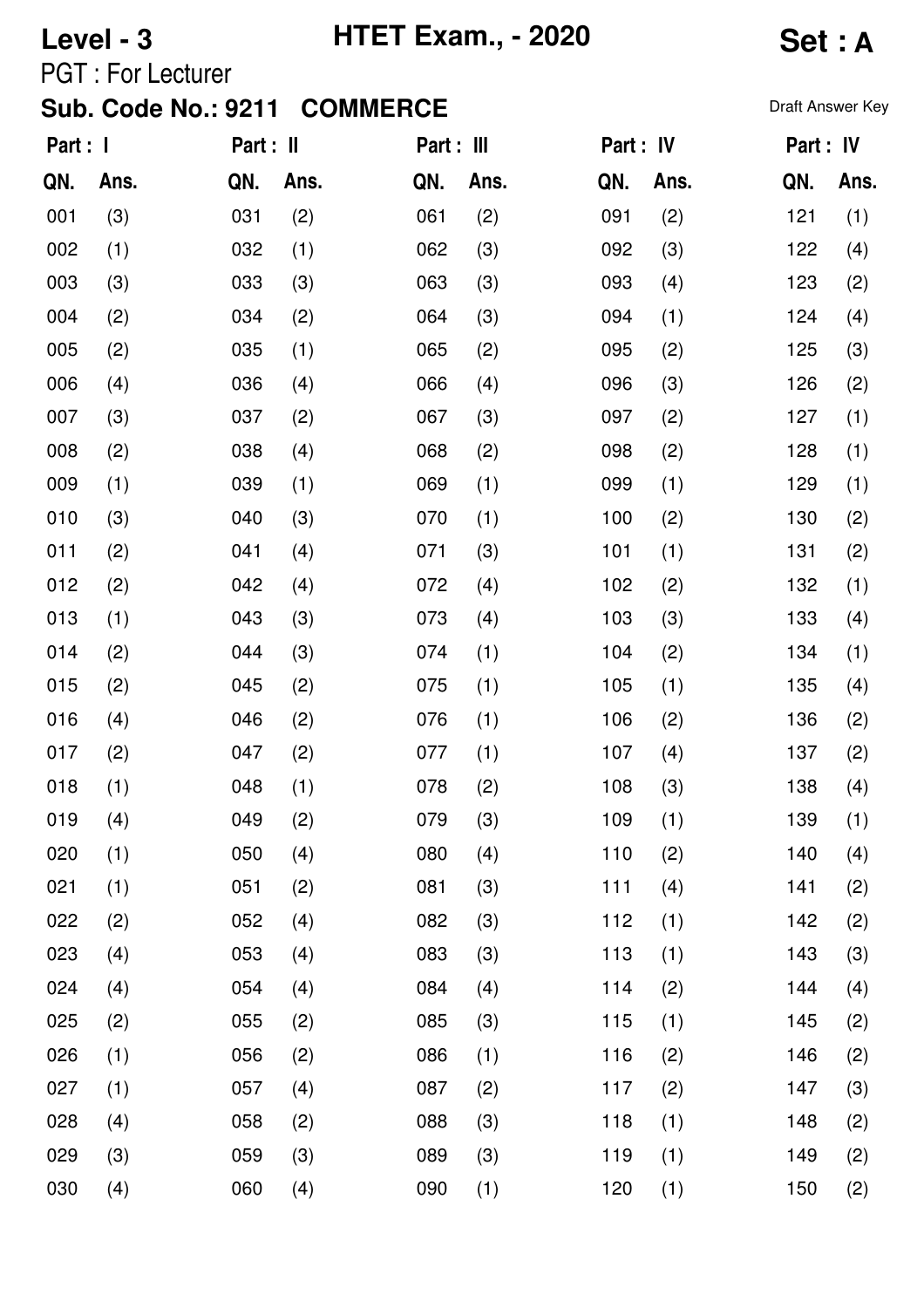**Level - 3** **HTET Exam., - 2020** **Set : A**

PGT : For Lecturer

**Sub. Code No.: 9211 COMMERCE**

Draft Answer Key

| Part : I | | Part : II | | Part : III | | Part : IV | | Part : IV | |
|---|---|---|---|---|---|---|---|---|---|
| **QN.** | **Ans.** | **QN.** | **Ans.** | **QN.** | **Ans.** | **QN.** | **Ans.** | **QN.** | **Ans.** |
| 001 | (3) | 031 | (2) | 061 | (2) | 091 | (2) | 121 | (1) |
| 002 | (1) | 032 | (1) | 062 | (3) | 092 | (3) | 122 | (4) |
| 003 | (3) | 033 | (3) | 063 | (3) | 093 | (4) | 123 | (2) |
| 004 | (2) | 034 | (2) | 064 | (3) | 094 | (1) | 124 | (4) |
| 005 | (2) | 035 | (1) | 065 | (2) | 095 | (2) | 125 | (3) |
| 006 | (4) | 036 | (4) | 066 | (4) | 096 | (3) | 126 | (2) |
| 007 | (3) | 037 | (2) | 067 | (3) | 097 | (2) | 127 | (1) |
| 008 | (2) | 038 | (4) | 068 | (2) | 098 | (2) | 128 | (1) |
| 009 | (1) | 039 | (1) | 069 | (1) | 099 | (1) | 129 | (1) |
| 010 | (3) | 040 | (3) | 070 | (1) | 100 | (2) | 130 | (2) |
| 011 | (2) | 041 | (4) | 071 | (3) | 101 | (1) | 131 | (2) |
| 012 | (2) | 042 | (4) | 072 | (4) | 102 | (2) | 132 | (1) |
| 013 | (1) | 043 | (3) | 073 | (4) | 103 | (3) | 133 | (4) |
| 014 | (2) | 044 | (3) | 074 | (1) | 104 | (2) | 134 | (1) |
| 015 | (2) | 045 | (2) | 075 | (1) | 105 | (1) | 135 | (4) |
| 016 | (4) | 046 | (2) | 076 | (1) | 106 | (2) | 136 | (2) |
| 017 | (2) | 047 | (2) | 077 | (1) | 107 | (4) | 137 | (2) |
| 018 | (1) | 048 | (1) | 078 | (2) | 108 | (3) | 138 | (4) |
| 019 | (4) | 049 | (2) | 079 | (3) | 109 | (1) | 139 | (1) |
| 020 | (1) | 050 | (4) | 080 | (4) | 110 | (2) | 140 | (4) |
| 021 | (1) | 051 | (2) | 081 | (3) | 111 | (4) | 141 | (2) |
| 022 | (2) | 052 | (4) | 082 | (3) | 112 | (1) | 142 | (2) |
| 023 | (4) | 053 | (4) | 083 | (3) | 113 | (1) | 143 | (3) |
| 024 | (4) | 054 | (4) | 084 | (4) | 114 | (2) | 144 | (4) |
| 025 | (2) | 055 | (2) | 085 | (3) | 115 | (1) | 145 | (2) |
| 026 | (1) | 056 | (2) | 086 | (1) | 116 | (2) | 146 | (2) |
| 027 | (1) | 057 | (4) | 087 | (2) | 117 | (2) | 147 | (3) |
| 028 | (4) | 058 | (2) | 088 | (3) | 118 | (1) | 148 | (2) |
| 029 | (3) | 059 | (3) | 089 | (3) | 119 | (1) | 149 | (2) |
| 030 | (4) | 060 | (4) | 090 | (1) | 120 | (1) | 150 | (2) |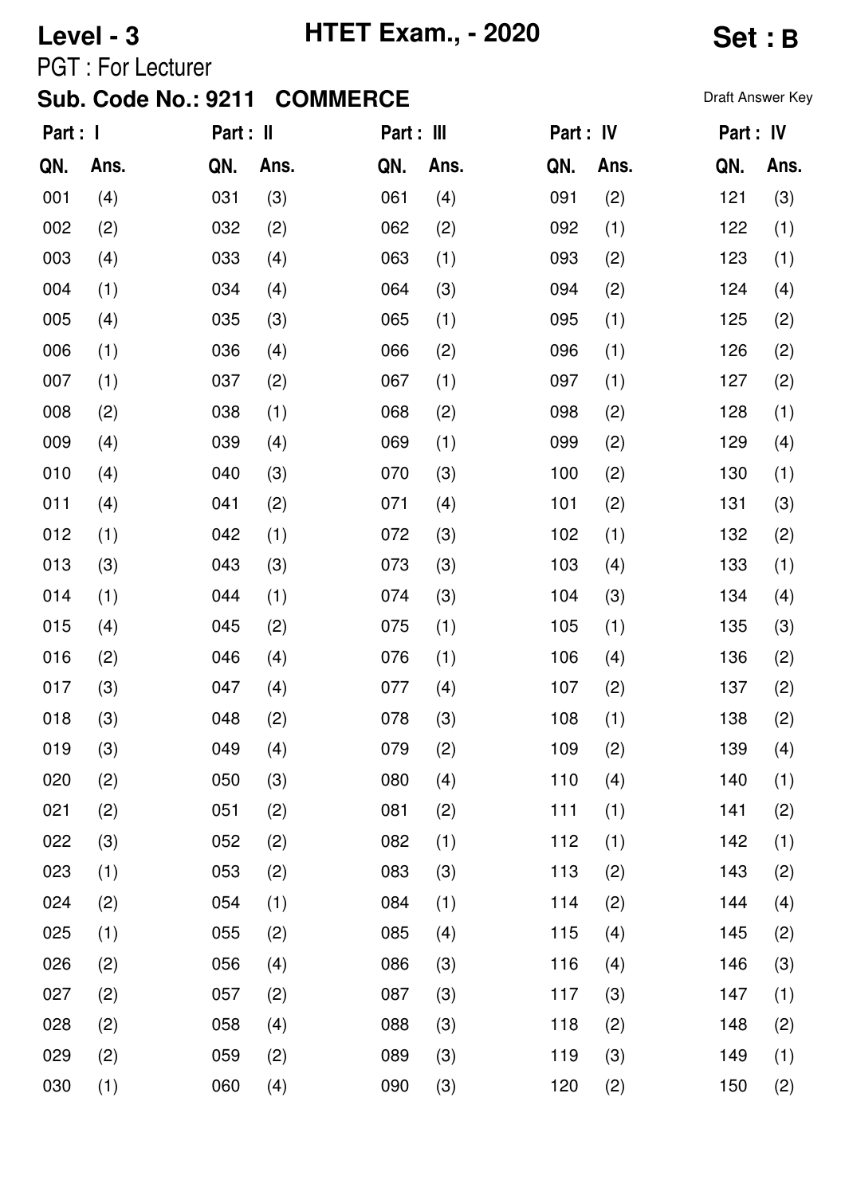**Level - 3** **HTET Exam., - 2020** **Set : B**

PGT : For Lecturer

**Sub. Code No.: 9211 COMMERCE**

Draft Answer Key

| Part : I | | Part : II | | Part : III | | Part : IV | | Part : IV | |
|---|---|---|---|---|---|---|---|---|---|
| QN. | Ans. | QN. | Ans. | QN. | Ans. | QN. | Ans. | QN. | Ans. |
| 001 | (4) | 031 | (3) | 061 | (4) | 091 | (2) | 121 | (3) |
| 002 | (2) | 032 | (2) | 062 | (2) | 092 | (1) | 122 | (1) |
| 003 | (4) | 033 | (4) | 063 | (1) | 093 | (2) | 123 | (1) |
| 004 | (1) | 034 | (4) | 064 | (3) | 094 | (2) | 124 | (4) |
| 005 | (4) | 035 | (3) | 065 | (1) | 095 | (1) | 125 | (2) |
| 006 | (1) | 036 | (4) | 066 | (2) | 096 | (1) | 126 | (2) |
| 007 | (1) | 037 | (2) | 067 | (1) | 097 | (1) | 127 | (2) |
| 008 | (2) | 038 | (1) | 068 | (2) | 098 | (2) | 128 | (1) |
| 009 | (4) | 039 | (4) | 069 | (1) | 099 | (2) | 129 | (4) |
| 010 | (4) | 040 | (3) | 070 | (3) | 100 | (2) | 130 | (1) |
| 011 | (4) | 041 | (2) | 071 | (4) | 101 | (2) | 131 | (3) |
| 012 | (1) | 042 | (1) | 072 | (3) | 102 | (1) | 132 | (2) |
| 013 | (3) | 043 | (3) | 073 | (3) | 103 | (4) | 133 | (1) |
| 014 | (1) | 044 | (1) | 074 | (3) | 104 | (3) | 134 | (4) |
| 015 | (4) | 045 | (2) | 075 | (1) | 105 | (1) | 135 | (3) |
| 016 | (2) | 046 | (4) | 076 | (1) | 106 | (4) | 136 | (2) |
| 017 | (3) | 047 | (4) | 077 | (4) | 107 | (2) | 137 | (2) |
| 018 | (3) | 048 | (2) | 078 | (3) | 108 | (1) | 138 | (2) |
| 019 | (3) | 049 | (4) | 079 | (2) | 109 | (2) | 139 | (4) |
| 020 | (2) | 050 | (3) | 080 | (4) | 110 | (4) | 140 | (1) |
| 021 | (2) | 051 | (2) | 081 | (2) | 111 | (1) | 141 | (2) |
| 022 | (3) | 052 | (2) | 082 | (1) | 112 | (1) | 142 | (1) |
| 023 | (1) | 053 | (2) | 083 | (3) | 113 | (2) | 143 | (2) |
| 024 | (2) | 054 | (1) | 084 | (1) | 114 | (2) | 144 | (4) |
| 025 | (1) | 055 | (2) | 085 | (4) | 115 | (4) | 145 | (2) |
| 026 | (2) | 056 | (4) | 086 | (3) | 116 | (4) | 146 | (3) |
| 027 | (2) | 057 | (2) | 087 | (3) | 117 | (3) | 147 | (1) |
| 028 | (2) | 058 | (4) | 088 | (3) | 118 | (2) | 148 | (2) |
| 029 | (2) | 059 | (2) | 089 | (3) | 119 | (3) | 149 | (1) |
| 030 | (1) | 060 | (4) | 090 | (3) | 120 | (2) | 150 | (2) |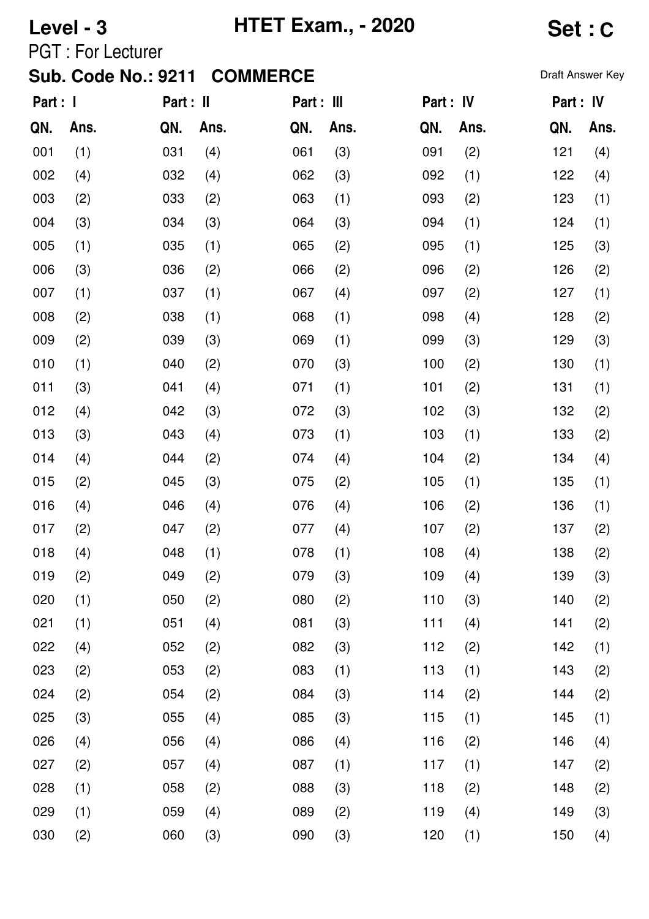**Level - 3** **HTET Exam., - 2020** **Set : C**

PGT : For Lecturer

**Sub. Code No.: 9211 COMMERCE**

Draft Answer Key

| Part : I | | Part : II | | Part : III | | Part : IV | | Part : IV | |
|---|---|---|---|---|---|---|---|---|---|
| QN. | Ans. | QN. | Ans. | QN. | Ans. | QN. | Ans. | QN. | Ans. |
| 001 | (1) | 031 | (4) | 061 | (3) | 091 | (2) | 121 | (4) |
| 002 | (4) | 032 | (4) | 062 | (3) | 092 | (1) | 122 | (4) |
| 003 | (2) | 033 | (2) | 063 | (1) | 093 | (2) | 123 | (1) |
| 004 | (3) | 034 | (3) | 064 | (3) | 094 | (1) | 124 | (1) |
| 005 | (1) | 035 | (1) | 065 | (2) | 095 | (1) | 125 | (3) |
| 006 | (3) | 036 | (2) | 066 | (2) | 096 | (2) | 126 | (2) |
| 007 | (1) | 037 | (1) | 067 | (4) | 097 | (2) | 127 | (1) |
| 008 | (2) | 038 | (1) | 068 | (1) | 098 | (4) | 128 | (2) |
| 009 | (2) | 039 | (3) | 069 | (1) | 099 | (3) | 129 | (3) |
| 010 | (1) | 040 | (2) | 070 | (3) | 100 | (2) | 130 | (1) |
| 011 | (3) | 041 | (4) | 071 | (1) | 101 | (2) | 131 | (1) |
| 012 | (4) | 042 | (3) | 072 | (3) | 102 | (3) | 132 | (2) |
| 013 | (3) | 043 | (4) | 073 | (1) | 103 | (1) | 133 | (2) |
| 014 | (4) | 044 | (2) | 074 | (4) | 104 | (2) | 134 | (4) |
| 015 | (2) | 045 | (3) | 075 | (2) | 105 | (1) | 135 | (1) |
| 016 | (4) | 046 | (4) | 076 | (4) | 106 | (2) | 136 | (1) |
| 017 | (2) | 047 | (2) | 077 | (4) | 107 | (2) | 137 | (2) |
| 018 | (4) | 048 | (1) | 078 | (1) | 108 | (4) | 138 | (2) |
| 019 | (2) | 049 | (2) | 079 | (3) | 109 | (4) | 139 | (3) |
| 020 | (1) | 050 | (2) | 080 | (2) | 110 | (3) | 140 | (2) |
| 021 | (1) | 051 | (4) | 081 | (3) | 111 | (4) | 141 | (2) |
| 022 | (4) | 052 | (2) | 082 | (3) | 112 | (2) | 142 | (1) |
| 023 | (2) | 053 | (2) | 083 | (1) | 113 | (1) | 143 | (2) |
| 024 | (2) | 054 | (2) | 084 | (3) | 114 | (2) | 144 | (2) |
| 025 | (3) | 055 | (4) | 085 | (3) | 115 | (1) | 145 | (1) |
| 026 | (4) | 056 | (4) | 086 | (4) | 116 | (2) | 146 | (4) |
| 027 | (2) | 057 | (4) | 087 | (1) | 117 | (1) | 147 | (2) |
| 028 | (1) | 058 | (2) | 088 | (3) | 118 | (2) | 148 | (2) |
| 029 | (1) | 059 | (4) | 089 | (2) | 119 | (4) | 149 | (3) |
| 030 | (2) | 060 | (3) | 090 | (3) | 120 | (1) | 150 | (4) |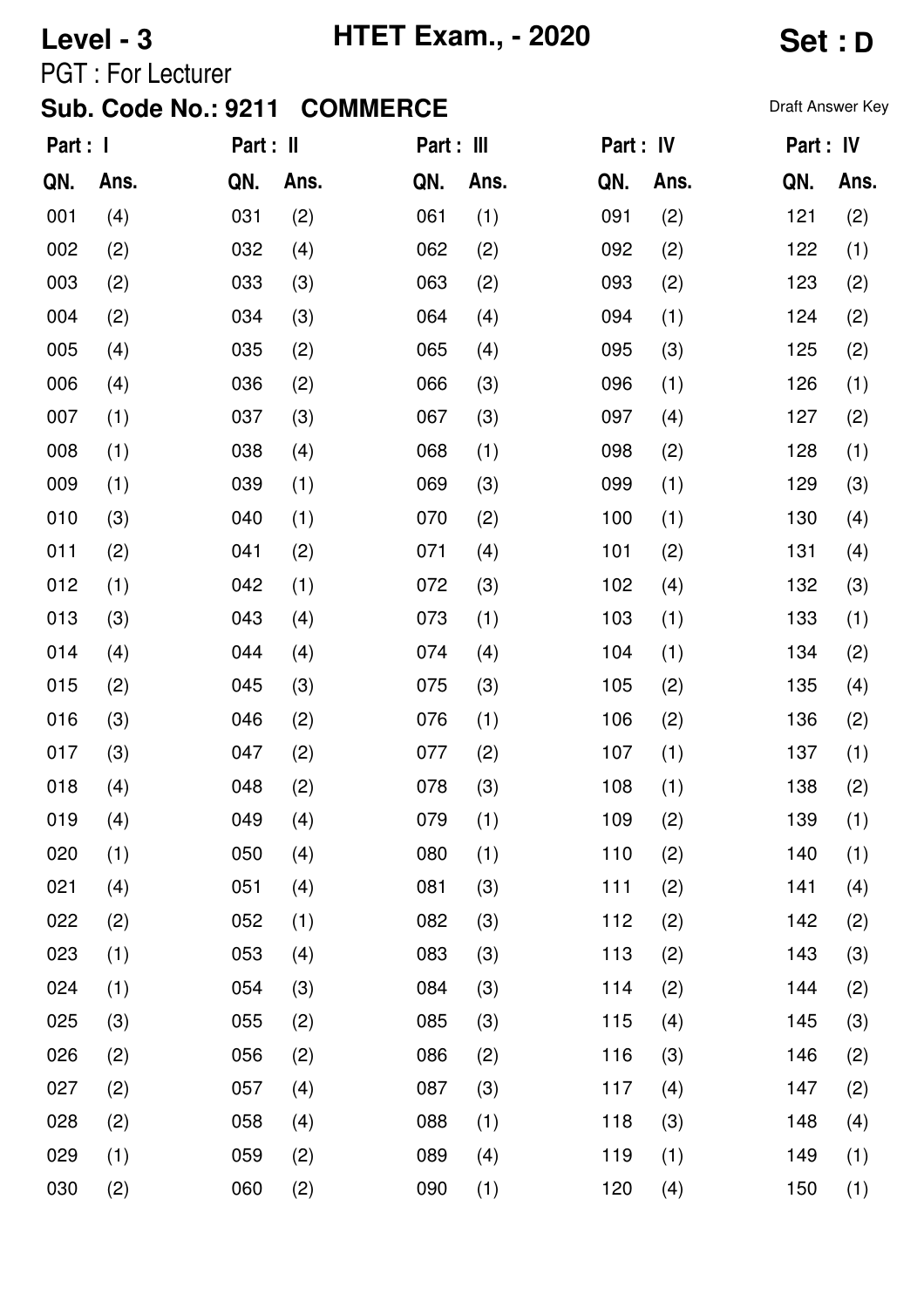# Level - 3 HTET Exam., - 2020 Set : D

PGT : For Lecturer

**Sub. Code No.: 9211 COMMERCE**

Draft Answer Key

| Part : I | | Part : II | | Part : III | | Part : IV | | Part : IV | |
|---|---|---|---|---|---|---|---|---|---|
| QN. | Ans. | QN. | Ans. | QN. | Ans. | QN. | Ans. | QN. | Ans. |
| 001 | (4) | 031 | (2) | 061 | (1) | 091 | (2) | 121 | (2) |
| 002 | (2) | 032 | (4) | 062 | (2) | 092 | (2) | 122 | (1) |
| 003 | (2) | 033 | (3) | 063 | (2) | 093 | (2) | 123 | (2) |
| 004 | (2) | 034 | (3) | 064 | (4) | 094 | (1) | 124 | (2) |
| 005 | (4) | 035 | (2) | 065 | (4) | 095 | (3) | 125 | (2) |
| 006 | (4) | 036 | (2) | 066 | (3) | 096 | (1) | 126 | (1) |
| 007 | (1) | 037 | (3) | 067 | (3) | 097 | (4) | 127 | (2) |
| 008 | (1) | 038 | (4) | 068 | (1) | 098 | (2) | 128 | (1) |
| 009 | (1) | 039 | (1) | 069 | (3) | 099 | (1) | 129 | (3) |
| 010 | (3) | 040 | (1) | 070 | (2) | 100 | (1) | 130 | (4) |
| 011 | (2) | 041 | (2) | 071 | (4) | 101 | (2) | 131 | (4) |
| 012 | (1) | 042 | (1) | 072 | (3) | 102 | (4) | 132 | (3) |
| 013 | (3) | 043 | (4) | 073 | (1) | 103 | (1) | 133 | (1) |
| 014 | (4) | 044 | (4) | 074 | (4) | 104 | (1) | 134 | (2) |
| 015 | (2) | 045 | (3) | 075 | (3) | 105 | (2) | 135 | (4) |
| 016 | (3) | 046 | (2) | 076 | (1) | 106 | (2) | 136 | (2) |
| 017 | (3) | 047 | (2) | 077 | (2) | 107 | (1) | 137 | (1) |
| 018 | (4) | 048 | (2) | 078 | (3) | 108 | (1) | 138 | (2) |
| 019 | (4) | 049 | (4) | 079 | (1) | 109 | (2) | 139 | (1) |
| 020 | (1) | 050 | (4) | 080 | (1) | 110 | (2) | 140 | (1) |
| 021 | (4) | 051 | (4) | 081 | (3) | 111 | (2) | 141 | (4) |
| 022 | (2) | 052 | (1) | 082 | (3) | 112 | (2) | 142 | (2) |
| 023 | (1) | 053 | (4) | 083 | (3) | 113 | (2) | 143 | (3) |
| 024 | (1) | 054 | (3) | 084 | (3) | 114 | (2) | 144 | (2) |
| 025 | (3) | 055 | (2) | 085 | (3) | 115 | (4) | 145 | (3) |
| 026 | (2) | 056 | (2) | 086 | (2) | 116 | (3) | 146 | (2) |
| 027 | (2) | 057 | (4) | 087 | (3) | 117 | (4) | 147 | (2) |
| 028 | (2) | 058 | (4) | 088 | (1) | 118 | (3) | 148 | (4) |
| 029 | (1) | 059 | (2) | 089 | (4) | 119 | (1) | 149 | (1) |
| 030 | (2) | 060 | (2) | 090 | (1) | 120 | (4) | 150 | (1) |